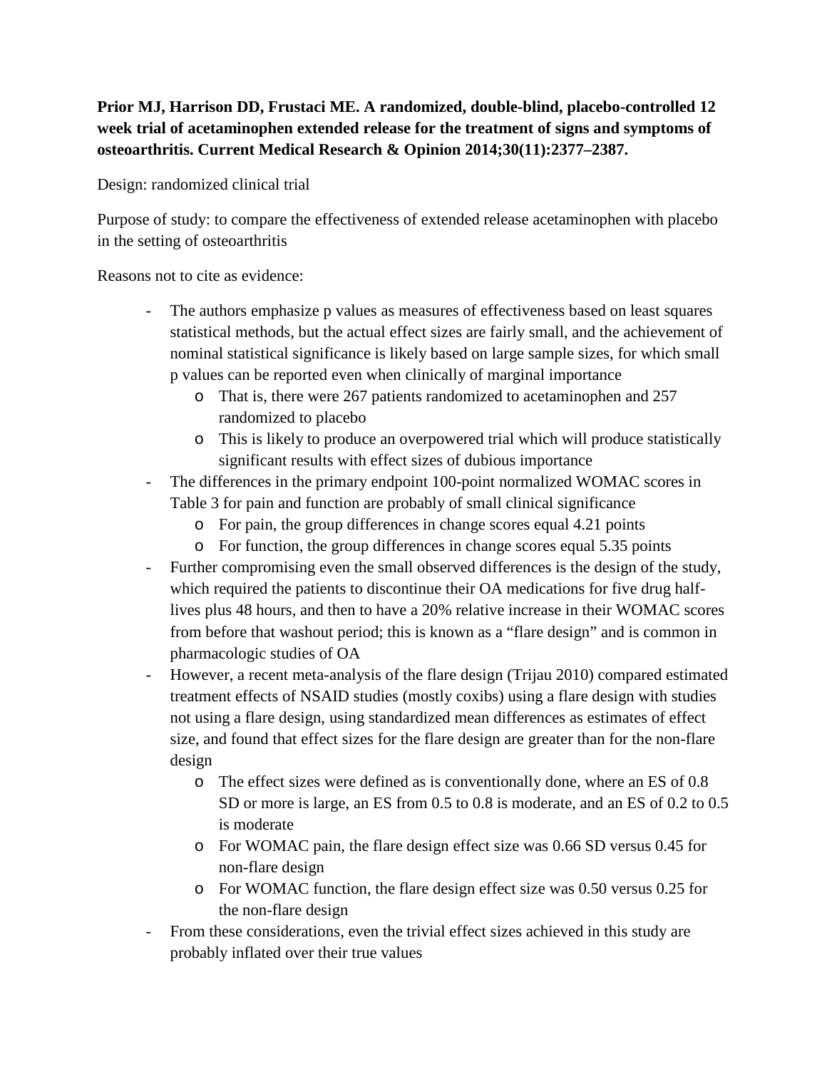**Prior MJ, Harrison DD, Frustaci ME. A randomized, double-blind, placebo-controlled 12 week trial of acetaminophen extended release for the treatment of signs and symptoms of osteoarthritis. Current Medical Research & Opinion 2014;30(11):2377–2387.**

Design: randomized clinical trial

Purpose of study: to compare the effectiveness of extended release acetaminophen with placebo in the setting of osteoarthritis

Reasons not to cite as evidence:

- The authors emphasize p values as measures of effectiveness based on least squares statistical methods, but the actual effect sizes are fairly small, and the achievement of nominal statistical significance is likely based on large sample sizes, for which small p values can be reported even when clinically of marginal importance
    - That is, there were 267 patients randomized to acetaminophen and 257 randomized to placebo
    - This is likely to produce an overpowered trial which will produce statistically significant results with effect sizes of dubious importance
- The differences in the primary endpoint 100-point normalized WOMAC scores in Table 3 for pain and function are probably of small clinical significance
    - For pain, the group differences in change scores equal 4.21 points
    - For function, the group differences in change scores equal 5.35 points
- Further compromising even the small observed differences is the design of the study, which required the patients to discontinue their OA medications for five drug half-lives plus 48 hours, and then to have a 20% relative increase in their WOMAC scores from before that washout period; this is known as a "flare design" and is common in pharmacologic studies of OA
- However, a recent meta-analysis of the flare design (Trijau 2010) compared estimated treatment effects of NSAID studies (mostly coxibs) using a flare design with studies not using a flare design, using standardized mean differences as estimates of effect size, and found that effect sizes for the flare design are greater than for the non-flare design
    - The effect sizes were defined as is conventionally done, where an ES of 0.8 SD or more is large, an ES from 0.5 to 0.8 is moderate, and an ES of 0.2 to 0.5 is moderate
    - For WOMAC pain, the flare design effect size was 0.66 SD versus 0.45 for non-flare design
    - For WOMAC function, the flare design effect size was 0.50 versus 0.25 for the non-flare design
- From these considerations, even the trivial effect sizes achieved in this study are probably inflated over their true values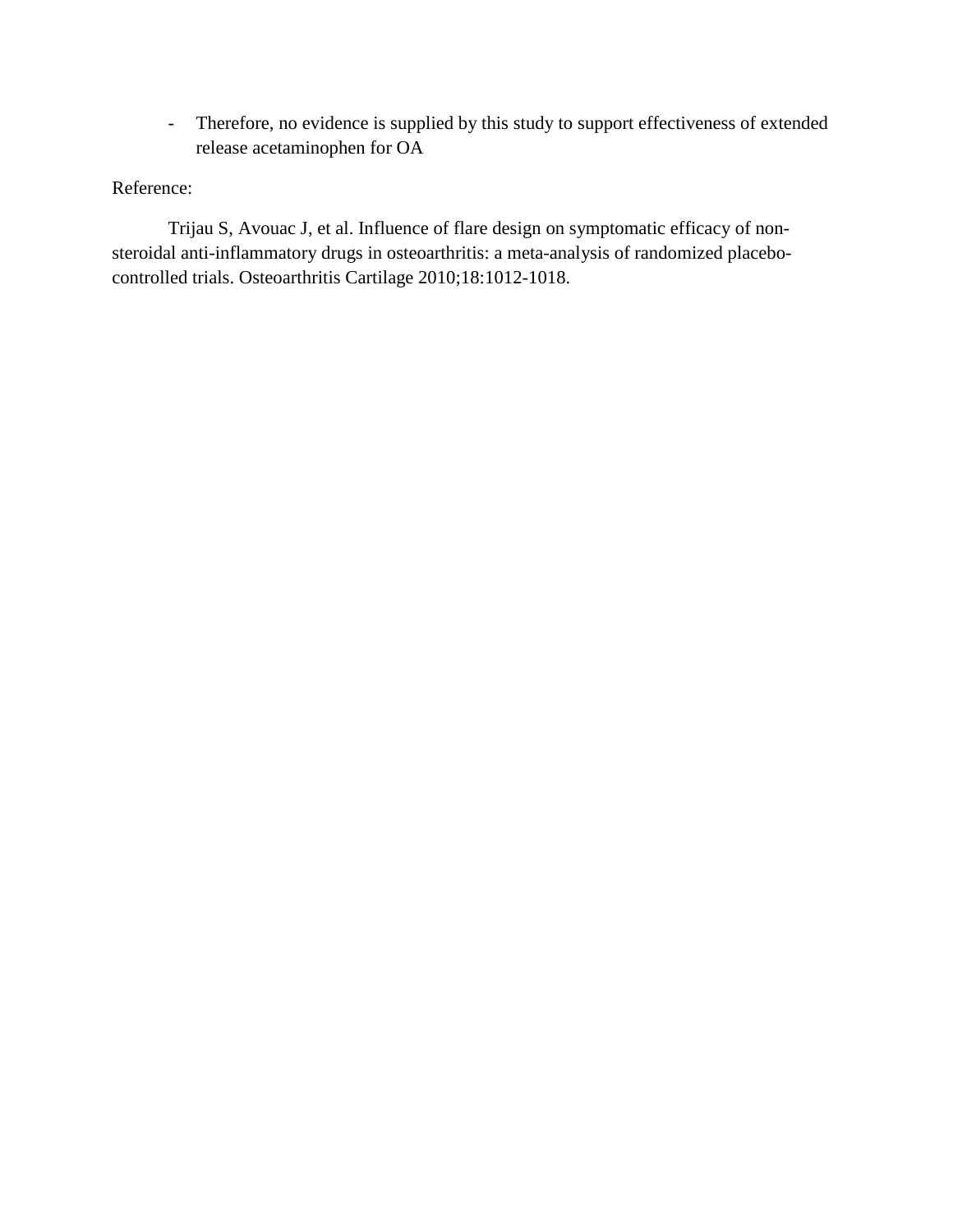- Therefore, no evidence is supplied by this study to support effectiveness of extended release acetaminophen for OA

Reference:

Trijau S, Avouac J, et al. Influence of flare design on symptomatic efficacy of non-steroidal anti-inflammatory drugs in osteoarthritis: a meta-analysis of randomized placebo-controlled trials. Osteoarthritis Cartilage 2010;18:1012-1018.